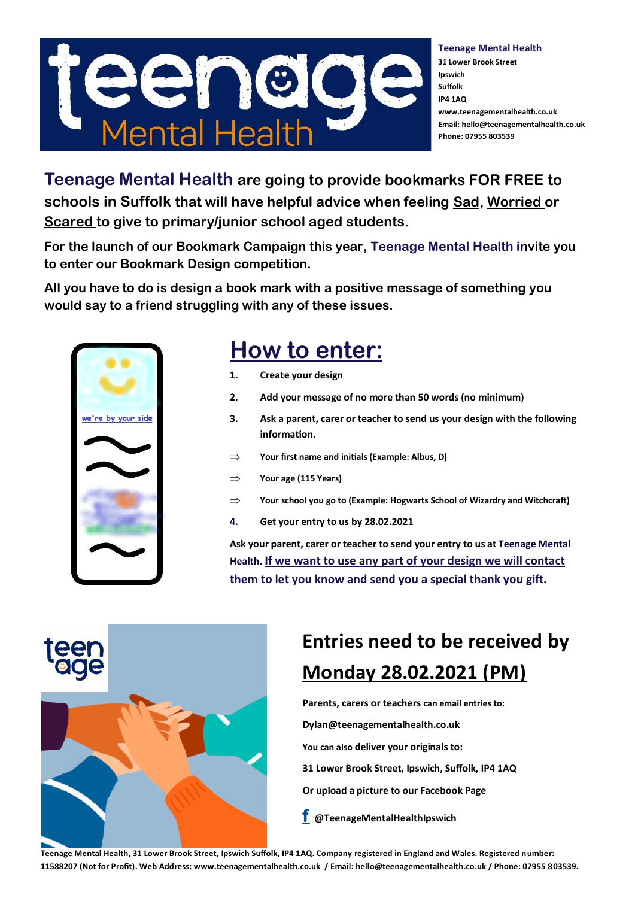**Teenage Mental Health**
31 Lower Brook Street
Ipswich
Suffolk
IP4 1AQ
www.teenagementalhealth.co.uk
Email: hello@teenagementalhealth.co.uk
Phone: 07955 803539

**Teenage Mental Health are going to provide bookmarks FOR FREE to schools in Suffolk that will have helpful advice when feeling Sad, Worried or Scared to give to primary/junior school aged students.**

**For the launch of our Bookmark Campaign this year, Teenage Mental Health invite you to enter our Bookmark Design competition.**

**All you have to do is design a book mark with a positive message of something you would say to a friend struggling with any of these issues.**

we're by your side

# How to enter:

1. **Create your design**
2. **Add your message of no more than 50 words (no minimum)**
3. **Ask a parent, carer or teacher to send us your design with the following information.**

⇒ **Your first name and initials (Example: Albus, D)**

⇒ **Your age (115 Years)**

⇒ **Your school you go to (Example: Hogwarts School of Wizardry and Witchcraft)**

4. **Get your entry to us by 28.02.2021**

**Ask your parent, carer or teacher to send your entry to us at Teenage Mental Health. If we want to use any part of your design we will contact them to let you know and send you a special thank you gift.**

teen age

## Entries need to be received by Monday 28.02.2021 (PM)

**Parents, carers or teachers can email entries to:**

**Dylan@teenagementalhealth.co.uk**

**You can also deliver your originals to:**

**31 Lower Brook Street, Ipswich, Suffolk, IP4 1AQ**

**Or upload a picture to our Facebook Page**

**@TeenageMentalHealthIpswich**

**Teenage Mental Health, 31 Lower Brook Street, Ipswich Suffolk, IP4 1AQ. Company registered in England and Wales. Registered number: 11588207 (Not for Profit). Web Address: www.teenagementalhealth.co.uk / Email: hello@teenagementalhealth.co.uk / Phone: 07955 803539.**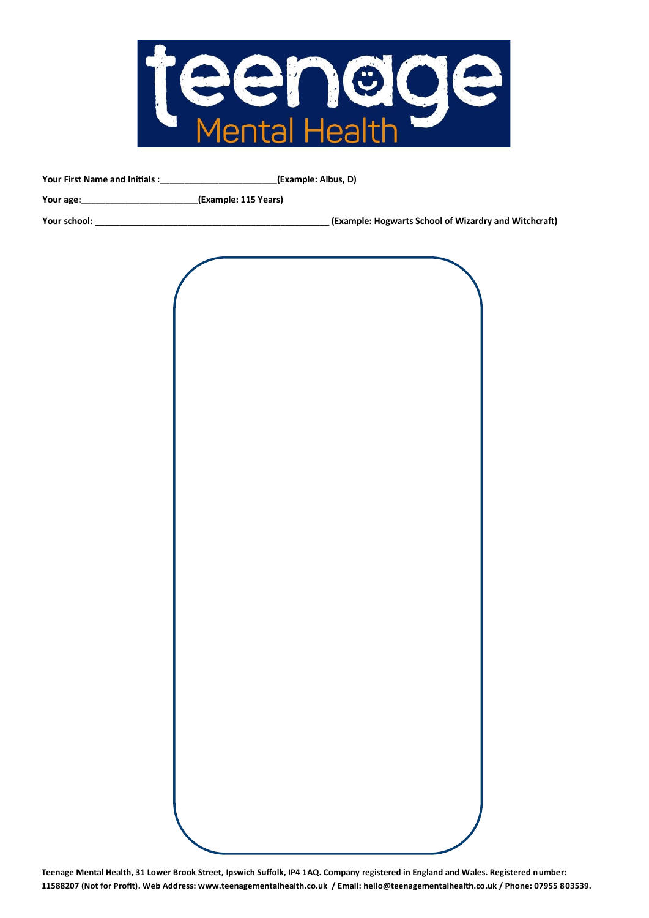teenage
Mental Health

**Your First Name and Initials :________________________(Example: Albus, D)**

**Your age:________________________(Example: 115 Years)**

**Your school: ________________________________________________ (Example: Hogwarts School of Wizardry and Witchcraft)**

**Teenage Mental Health, 31 Lower Brook Street, Ipswich Suffolk, IP4 1AQ. Company registered in England and Wales. Registered number: 11588207 (Not for Profit). Web Address: www.teenagementalhealth.co.uk / Email: hello@teenagementalhealth.co.uk / Phone: 07955 803539.**